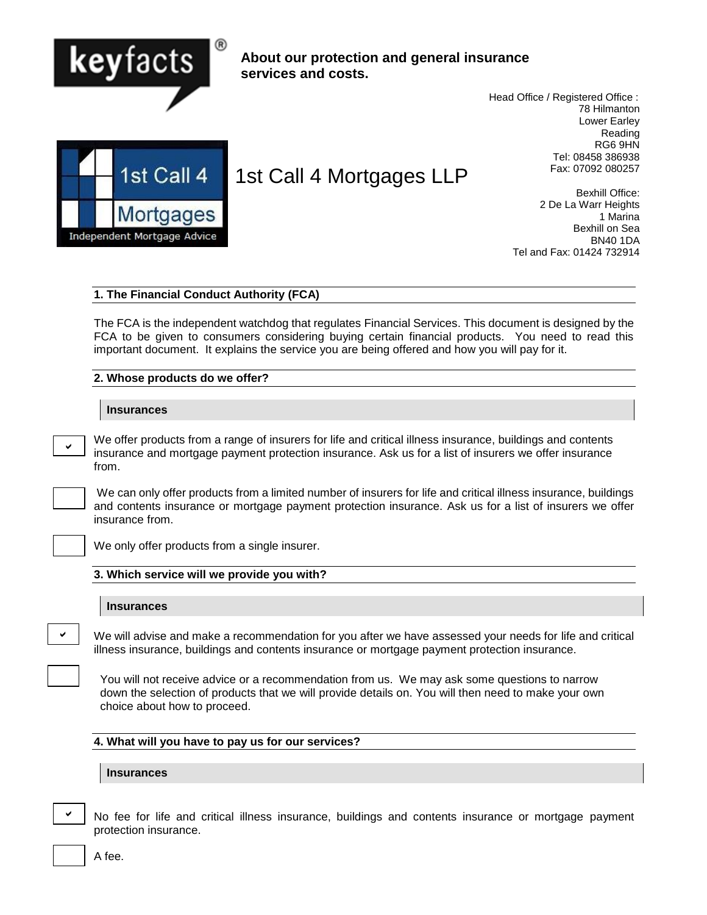**keyfacts®**

**About our protection and general insurance services and costs.**

# 1st Call 4 Mortgages LLP

Head Office / Registered Office :
78 Hilmanton
Lower Earley
Reading
RG6 9HN
Tel: 08458 386938
Fax: 07092 080257

Bexhill Office:
2 De La Warr Heights
1 Marina
Bexhill on Sea
BN40 1DA
Tel and Fax: 01424 732914

## 1. The Financial Conduct Authority (FCA)

The FCA is the independent watchdog that regulates Financial Services. This document is designed by the FCA to be given to consumers considering buying certain financial products. You need to read this important document. It explains the service you are being offered and how you will pay for it.

## 2. Whose products do we offer?

**Insurances**

- [x] We offer products from a range of insurers for life and critical illness insurance, buildings and contents insurance and mortgage payment protection insurance. Ask us for a list of insurers we offer insurance from.
- [ ] We can only offer products from a limited number of insurers for life and critical illness insurance, buildings and contents insurance or mortgage payment protection insurance. Ask us for a list of insurers we offer insurance from.
- [ ] We only offer products from a single insurer.

## 3. Which service will we provide you with?

**Insurances**

- [x] We will advise and make a recommendation for you after we have assessed your needs for life and critical illness insurance, buildings and contents insurance or mortgage payment protection insurance.
- [ ] You will not receive advice or a recommendation from us. We may ask some questions to narrow down the selection of products that we will provide details on. You will then need to make your own choice about how to proceed.

## 4. What will you have to pay us for our services?

**Insurances**

- [x] No fee for life and critical illness insurance, buildings and contents insurance or mortgage payment protection insurance.
- [ ] A fee.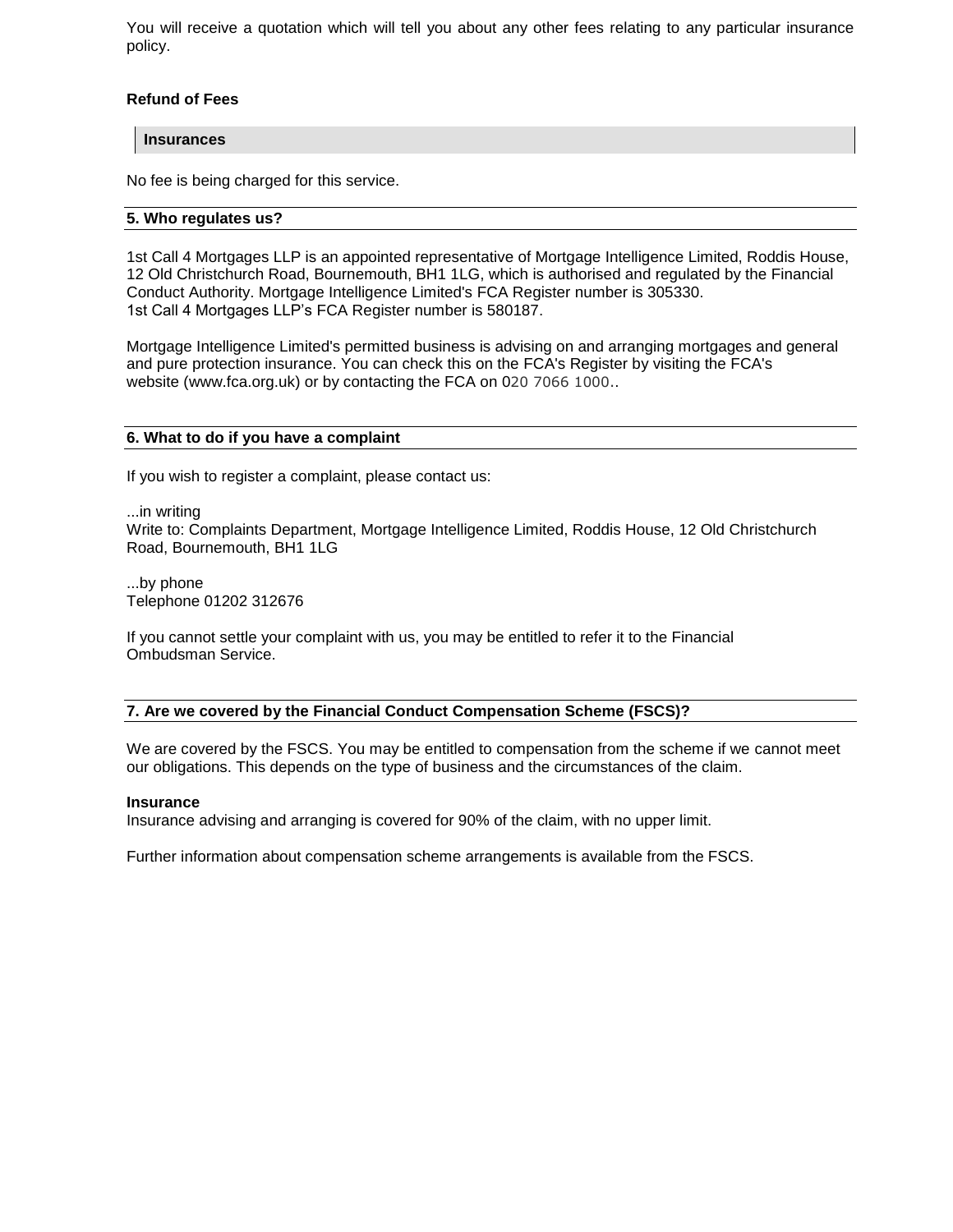You will receive a quotation which will tell you about any other fees relating to any particular insurance policy.

**Refund of Fees**

**Insurances**

No fee is being charged for this service.

## 5. Who regulates us?

1st Call 4 Mortgages LLP is an appointed representative of Mortgage Intelligence Limited, Roddis House, 12 Old Christchurch Road, Bournemouth, BH1 1LG, which is authorised and regulated by the Financial Conduct Authority. Mortgage Intelligence Limited's FCA Register number is 305330.
1st Call 4 Mortgages LLP's FCA Register number is 580187.

Mortgage Intelligence Limited's permitted business is advising on and arranging mortgages and general and pure protection insurance. You can check this on the FCA's Register by visiting the FCA's website (www.fca.org.uk) or by contacting the FCA on 020 7066 1000..

## 6. What to do if you have a complaint

If you wish to register a complaint, please contact us:

...in writing
Write to: Complaints Department, Mortgage Intelligence Limited, Roddis House, 12 Old Christchurch Road, Bournemouth, BH1 1LG

...by phone
Telephone 01202 312676

If you cannot settle your complaint with us, you may be entitled to refer it to the Financial Ombudsman Service.

## 7. Are we covered by the Financial Conduct Compensation Scheme (FSCS)?

We are covered by the FSCS. You may be entitled to compensation from the scheme if we cannot meet our obligations. This depends on the type of business and the circumstances of the claim.

**Insurance**
Insurance advising and arranging is covered for 90% of the claim, with no upper limit.

Further information about compensation scheme arrangements is available from the FSCS.